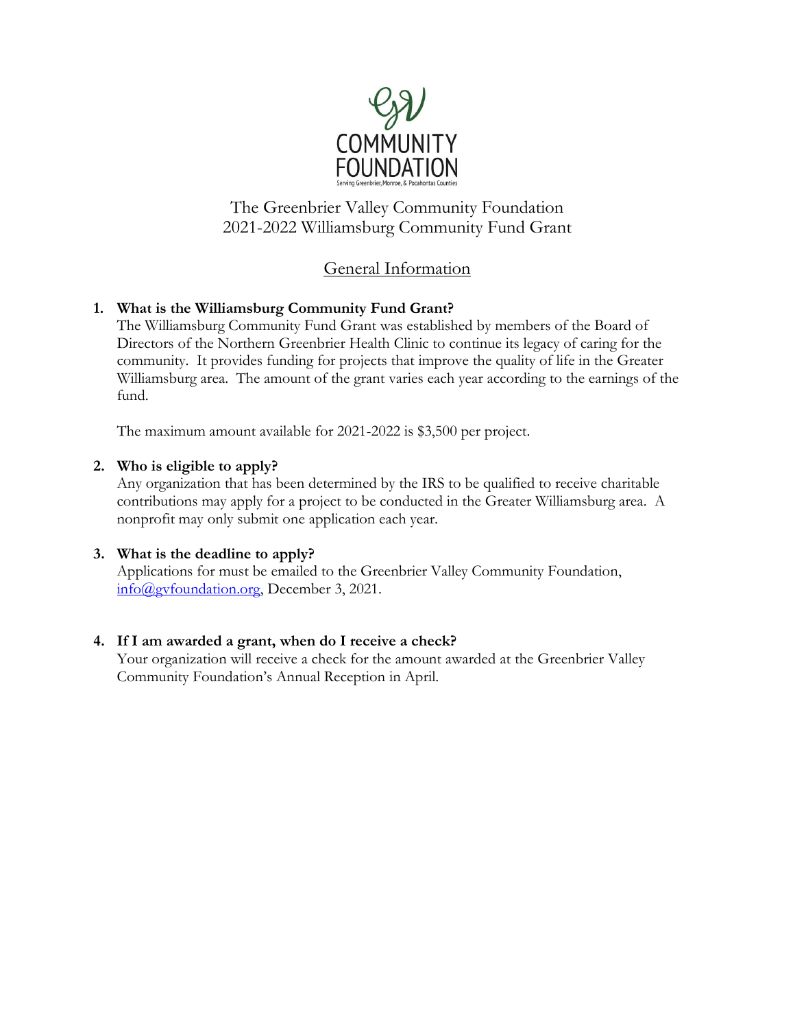GV COMMUNITY FOUNDATION

Serving Greenbrier, Monroe, & Pocahontas Counties

# The Greenbrier Valley Community Foundation
# 2021-2022 Williamsburg Community Fund Grant

## General Information

1. **What is the Williamsburg Community Fund Grant?**
   The Williamsburg Community Fund Grant was established by members of the Board of Directors of the Northern Greenbrier Health Clinic to continue its legacy of caring for the community. It provides funding for projects that improve the quality of life in the Greater Williamsburg area. The amount of the grant varies each year according to the earnings of the fund.

   The maximum amount available for 2021-2022 is $3,500 per project.

2. **Who is eligible to apply?**
   Any organization that has been determined by the IRS to be qualified to receive charitable contributions may apply for a project to be conducted in the Greater Williamsburg area. A nonprofit may only submit one application each year.

3. **What is the deadline to apply?**
   Applications for must be emailed to the Greenbrier Valley Community Foundation, [info@gvfoundation.org](mailto:info@gvfoundation.org), December 3, 2021.

4. **If I am awarded a grant, when do I receive a check?**
   Your organization will receive a check for the amount awarded at the Greenbrier Valley Community Foundation's Annual Reception in April.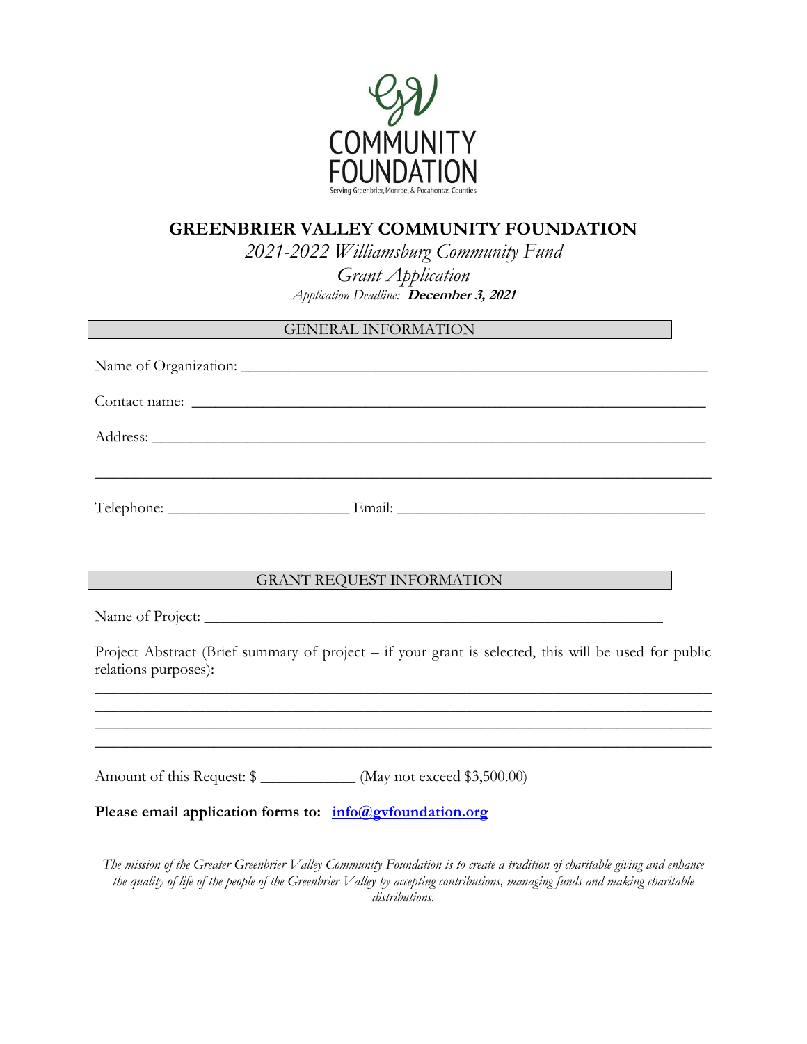# GREENBRIER VALLEY COMMUNITY FOUNDATION

*2021-2022 Williamsburg Community Fund*

*Grant Application*

*Application Deadline:* ***December 3, 2021***

## GENERAL INFORMATION

Name of Organization: ___________________________________________________________

Contact name: ___________________________________________________________

Address: ___________________________________________________________

___________________________________________________________

Telephone: ______________________ Email: _____________________________________

## GRANT REQUEST INFORMATION

Name of Project: ___________________________________________________________

Project Abstract (Brief summary of project – if your grant is selected, this will be used for public relations purposes):

___________________________________________________________

___________________________________________________________

___________________________________________________________

___________________________________________________________

Amount of this Request: $ ___________ (May not exceed $3,500.00)

**Please email application forms to: [info@gvfoundation.org](mailto:info@gvfoundation.org)**

*The mission of the Greater Greenbrier Valley Community Foundation is to create a tradition of charitable giving and enhance the quality of life of the people of the Greenbrier Valley by accepting contributions, managing funds and making charitable distributions.*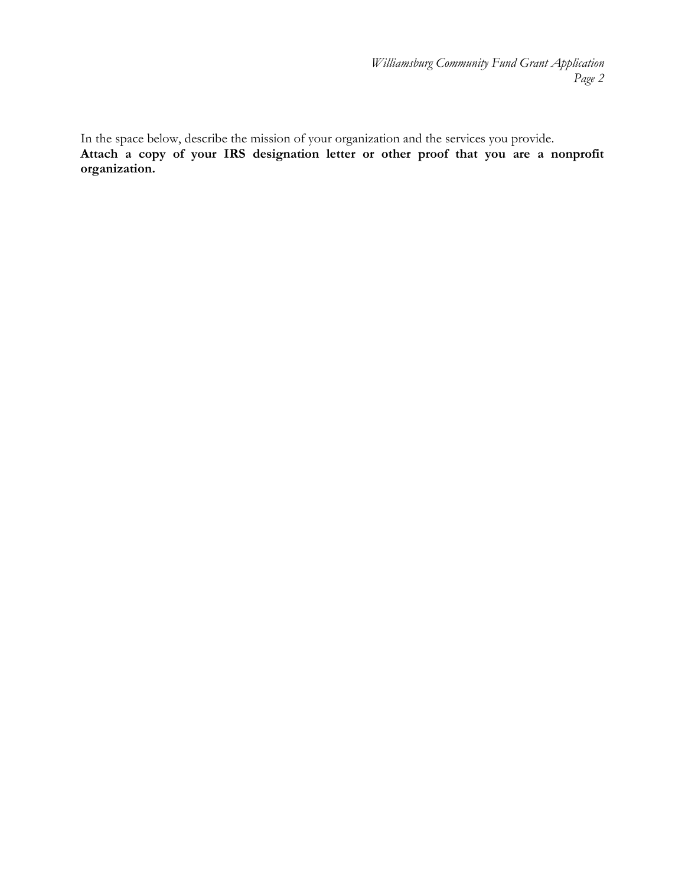In the space below, describe the mission of your organization and the services you provide.

**Attach a copy of your IRS designation letter or other proof that you are a nonprofit organization.**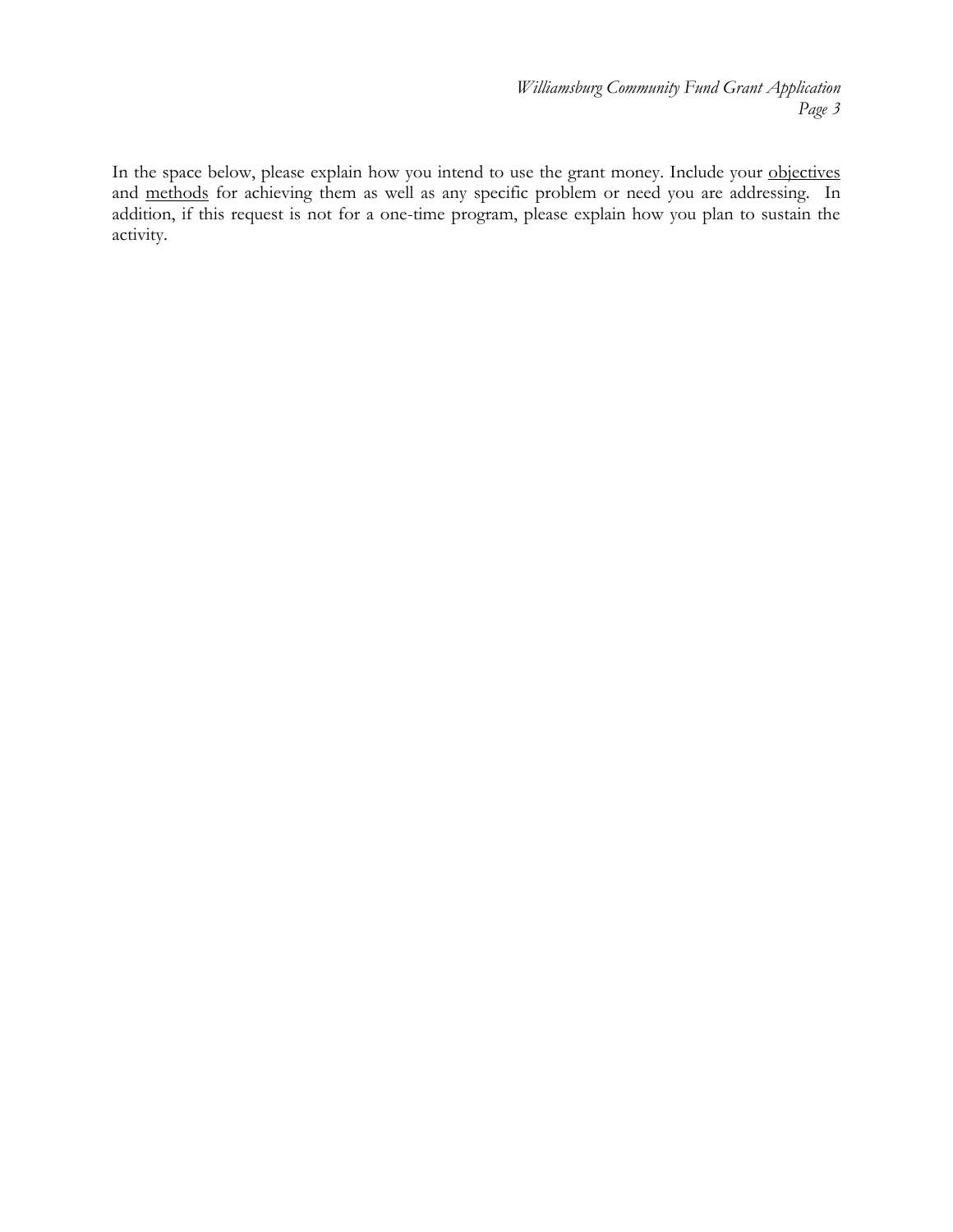In the space below, please explain how you intend to use the grant money. Include your <u>objectives</u> and <u>methods</u> for achieving them as well as any specific problem or need you are addressing. In addition, if this request is not for a one-time program, please explain how you plan to sustain the activity.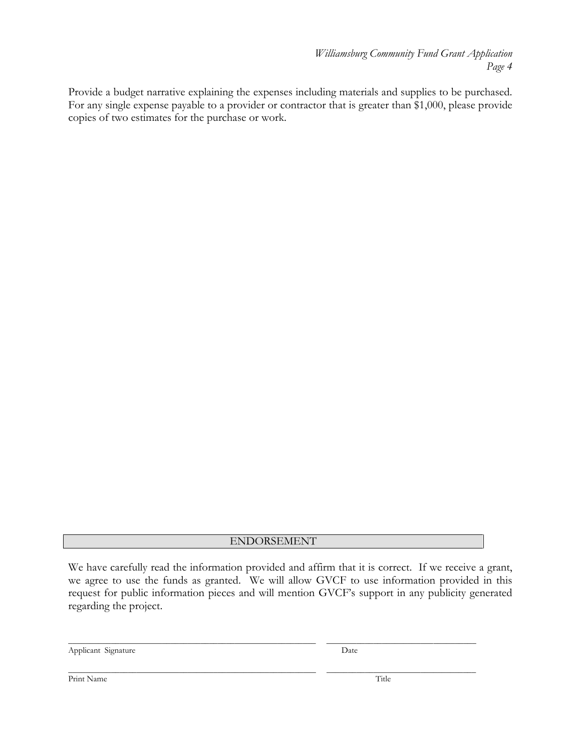Provide a budget narrative explaining the expenses including materials and supplies to be purchased. For any single expense payable to a provider or contractor that is greater than $1,000, please provide copies of two estimates for the purchase or work.

## ENDORSEMENT

We have carefully read the information provided and affirm that it is correct. If we receive a grant, we agree to use the funds as granted. We will allow GVCF to use information provided in this request for public information pieces and will mention GVCF's support in any publicity generated regarding the project.

___________________________________________________ ______________________________

Applicant Signature Date

___________________________________________________ ______________________________

Print Name Title